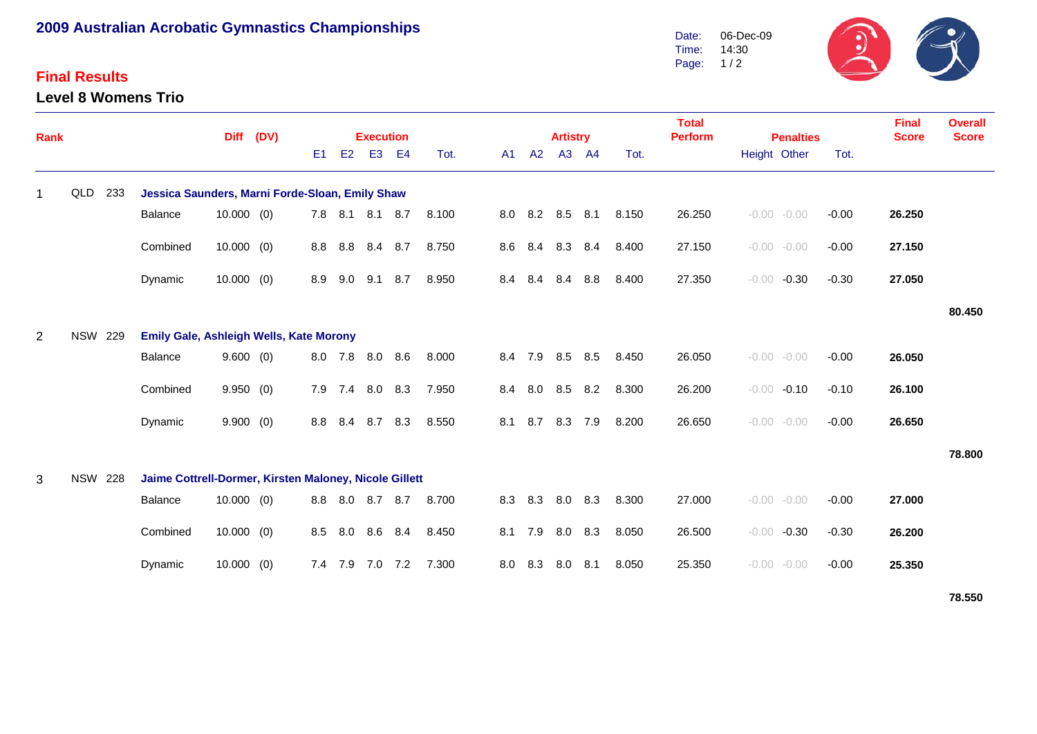# 2009 Australian Acrobatic Gymnastics Championships

Date: 06-Dec-09
Time: 14:30

## Final Results

### Level 8 Womens Trio

| Rank | | | | Diff | (DV) | Execution E1 | E2 | E3 | E4 | Tot. | Artistry A1 | A2 | A3 | A4 | Tot. | Total Perform | Penalties Height | Other | Tot. | Final Score | Overall Score |
|---|---|---|---|---|---|---|---|---|---|---|---|---|---|---|---|---|---|---|---|---|---|
| 1 | QLD | 233 | **Jessica Saunders, Marni Forde-Sloan, Emily Shaw** | | | | | | | | | | | | | | | | | | |
| | | | Balance | 10.000 | (0) | 7.8 | 8.1 | 8.1 | 8.7 | 8.100 | 8.0 | 8.2 | 8.5 | 8.1 | 8.150 | 26.250 | -0.00 | -0.00 | -0.00 | **26.250** | |
| | | | Combined | 10.000 | (0) | 8.8 | 8.8 | 8.4 | 8.7 | 8.750 | 8.6 | 8.4 | 8.3 | 8.4 | 8.400 | 27.150 | -0.00 | -0.00 | -0.00 | **27.150** | |
| | | | Dynamic | 10.000 | (0) | 8.9 | 9.0 | 9.1 | 8.7 | 8.950 | 8.4 | 8.4 | 8.4 | 8.8 | 8.400 | 27.350 | -0.00 | -0.30 | -0.30 | **27.050** | |
| | | | | | | | | | | | | | | | | | | | | | **80.450** |
| 2 | NSW | 229 | **Emily Gale, Ashleigh Wells, Kate Morony** | | | | | | | | | | | | | | | | | | |
| | | | Balance | 9.600 | (0) | 8.0 | 7.8 | 8.0 | 8.6 | 8.000 | 8.4 | 7.9 | 8.5 | 8.5 | 8.450 | 26.050 | -0.00 | -0.00 | -0.00 | **26.050** | |
| | | | Combined | 9.950 | (0) | 7.9 | 7.4 | 8.0 | 8.3 | 7.950 | 8.4 | 8.0 | 8.5 | 8.2 | 8.300 | 26.200 | -0.00 | -0.10 | -0.10 | **26.100** | |
| | | | Dynamic | 9.900 | (0) | 8.8 | 8.4 | 8.7 | 8.3 | 8.550 | 8.1 | 8.7 | 8.3 | 7.9 | 8.200 | 26.650 | -0.00 | -0.00 | -0.00 | **26.650** | |
| | | | | | | | | | | | | | | | | | | | | | **78.800** |
| 3 | NSW | 228 | **Jaime Cottrell-Dormer, Kirsten Maloney, Nicole Gillett** | | | | | | | | | | | | | | | | | | |
| | | | Balance | 10.000 | (0) | 8.8 | 8.0 | 8.7 | 8.7 | 8.700 | 8.3 | 8.3 | 8.0 | 8.3 | 8.300 | 27.000 | -0.00 | -0.00 | -0.00 | **27.000** | |
| | | | Combined | 10.000 | (0) | 8.5 | 8.0 | 8.6 | 8.4 | 8.450 | 8.1 | 7.9 | 8.0 | 8.3 | 8.050 | 26.500 | -0.00 | -0.30 | -0.30 | **26.200** | |
| | | | Dynamic | 10.000 | (0) | 7.4 | 7.9 | 7.0 | 7.2 | 7.300 | 8.0 | 8.3 | 8.0 | 8.1 | 8.050 | 25.350 | -0.00 | -0.00 | -0.00 | **25.350** | |
| | | | | | | | | | | | | | | | | | | | | | **78.550** |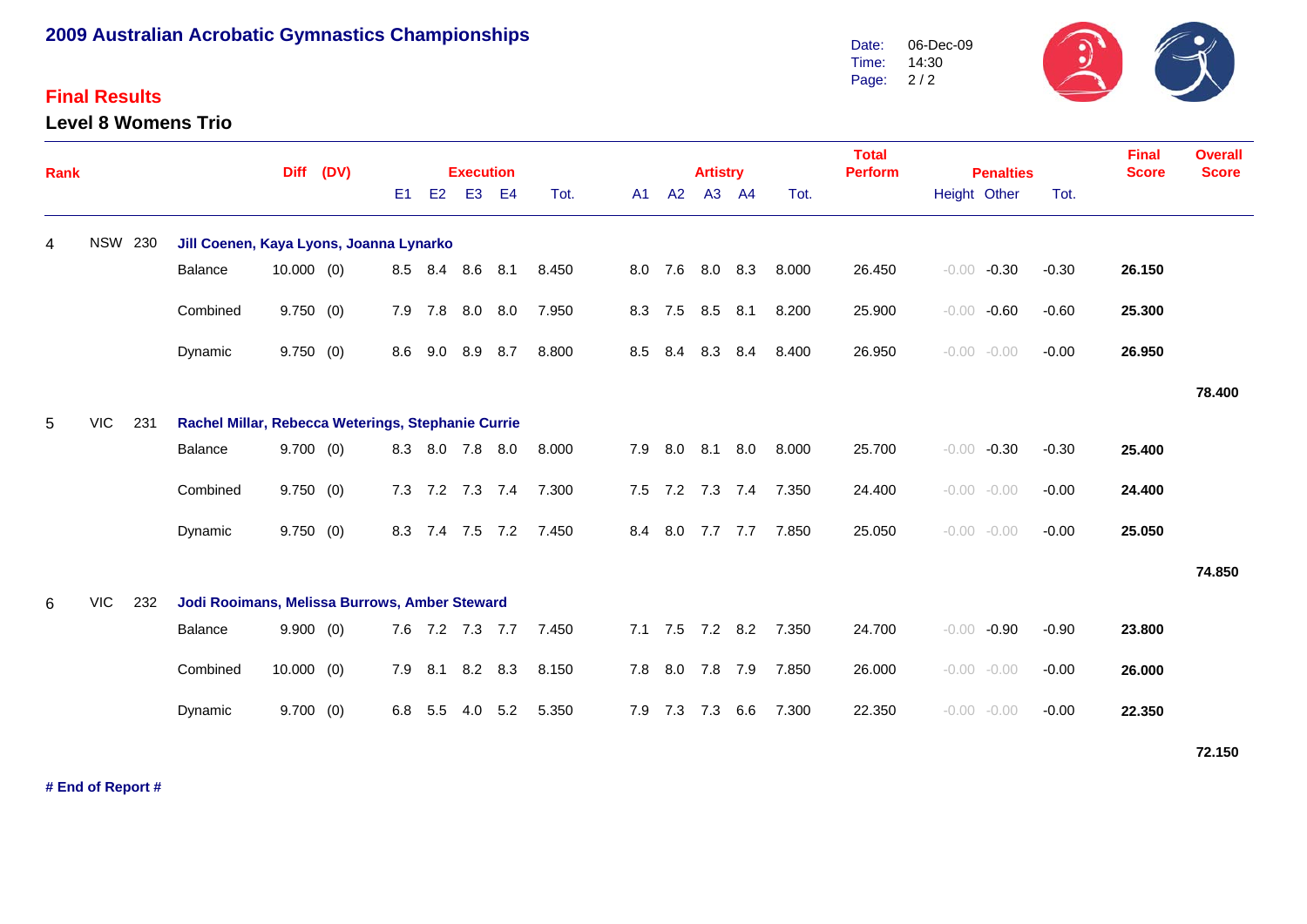# 2009 Australian Acrobatic Gymnastics Championships

Date: 06-Dec-09
Time: 14:30

## Final Results

### Level 8 Womens Trio

| Rank | | | | Diff | (DV) | Execution E1 | E2 | E3 | E4 | Tot. | Artistry A1 | A2 | A3 | A4 | Tot. | Total Perform | Penalties Height | Other | Tot. | Final Score | Overall Score |
|---|---|---|---|---|---|---|---|---|---|---|---|---|---|---|---|---|---|---|---|---|---|
| 4 | NSW | 230 | **Jill Coenen, Kaya Lyons, Joanna Lynarko** | | | | | | | | | | | | | | | | | | |
| | | | Balance | 10.000 | (0) | 8.5 | 8.4 | 8.6 | 8.1 | 8.450 | 8.0 | 7.6 | 8.0 | 8.3 | 8.000 | 26.450 | -0.00 | -0.30 | -0.30 | **26.150** | |
| | | | Combined | 9.750 | (0) | 7.9 | 7.8 | 8.0 | 8.0 | 7.950 | 8.3 | 7.5 | 8.5 | 8.1 | 8.200 | 25.900 | -0.00 | -0.60 | -0.60 | **25.300** | |
| | | | Dynamic | 9.750 | (0) | 8.6 | 9.0 | 8.9 | 8.7 | 8.800 | 8.5 | 8.4 | 8.3 | 8.4 | 8.400 | 26.950 | -0.00 | -0.00 | -0.00 | **26.950** | |
| | | | | | | | | | | | | | | | | | | | | | **78.400** |
| 5 | VIC | 231 | **Rachel Millar, Rebecca Weterings, Stephanie Currie** | | | | | | | | | | | | | | | | | | |
| | | | Balance | 9.700 | (0) | 8.3 | 8.0 | 7.8 | 8.0 | 8.000 | 7.9 | 8.0 | 8.1 | 8.0 | 8.000 | 25.700 | -0.00 | -0.30 | -0.30 | **25.400** | |
| | | | Combined | 9.750 | (0) | 7.3 | 7.2 | 7.3 | 7.4 | 7.300 | 7.5 | 7.2 | 7.3 | 7.4 | 7.350 | 24.400 | -0.00 | -0.00 | -0.00 | **24.400** | |
| | | | Dynamic | 9.750 | (0) | 8.3 | 7.4 | 7.5 | 7.2 | 7.450 | 8.4 | 8.0 | 7.7 | 7.7 | 7.850 | 25.050 | -0.00 | -0.00 | -0.00 | **25.050** | |
| | | | | | | | | | | | | | | | | | | | | | **74.850** |
| 6 | VIC | 232 | **Jodi Rooimans, Melissa Burrows, Amber Steward** | | | | | | | | | | | | | | | | | | |
| | | | Balance | 9.900 | (0) | 7.6 | 7.2 | 7.3 | 7.7 | 7.450 | 7.1 | 7.5 | 7.2 | 8.2 | 7.350 | 24.700 | -0.00 | -0.90 | -0.90 | **23.800** | |
| | | | Combined | 10.000 | (0) | 7.9 | 8.1 | 8.2 | 8.3 | 8.150 | 7.8 | 8.0 | 7.8 | 7.9 | 7.850 | 26.000 | -0.00 | -0.00 | -0.00 | **26.000** | |
| | | | Dynamic | 9.700 | (0) | 6.8 | 5.5 | 4.0 | 5.2 | 5.350 | 7.9 | 7.3 | 7.3 | 6.6 | 7.300 | 22.350 | -0.00 | -0.00 | -0.00 | **22.350** | |
| | | | | | | | | | | | | | | | | | | | | | **72.150** |

**# End of Report #**